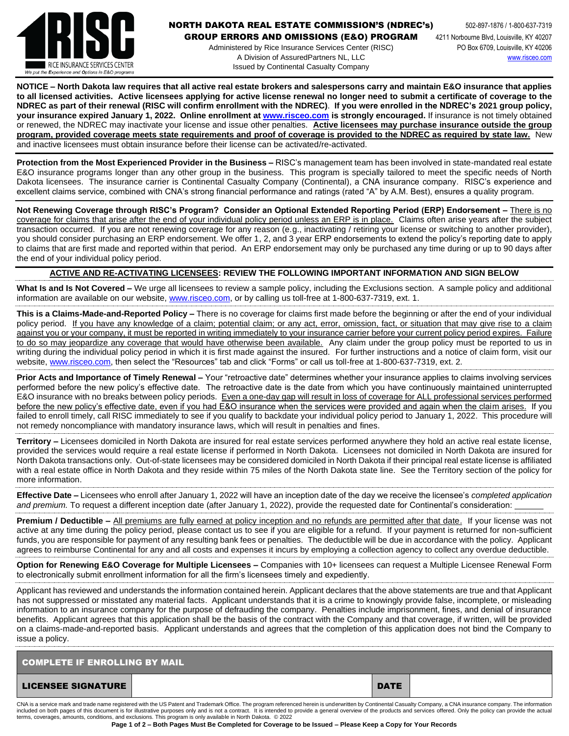RISC
RICE INSURANCE SERVICES CENTER
*We put the Experience and Options in E&O programs*

# NORTH DAKOTA REAL ESTATE COMMISSION'S (NDREC's) GROUP ERRORS AND OMISSIONS (E&O) PROGRAM

Administered by Rice Insurance Services Center (RISC)
A Division of AssuredPartners NL, LLC
Issued by Continental Casualty Company

502-897-1876 / 1-800-637-7319
4211 Norbourne Blvd, Louisville, KY 40207
PO Box 6709, Louisville, KY 40206
www.risceo.com

**NOTICE – North Dakota law requires that all active real estate brokers and salespersons carry and maintain E&O insurance that applies to all licensed activities. Active licensees applying for active license renewal no longer need to submit a certificate of coverage to the NDREC as part of their renewal (RISC will confirm enrollment with the NDREC). If you were enrolled in the NDREC's 2021 group policy, your insurance expired January 1, 2022. Online enrollment at www.risceo.com is strongly encouraged.** If insurance is not timely obtained or renewed, the NDREC may inactivate your license and issue other penalties. **Active licensees may purchase insurance outside the group program, provided coverage meets state requirements and proof of coverage is provided to the NDREC as required by state law.** New and inactive licensees must obtain insurance before their license can be activated/re-activated.

**Protection from the Most Experienced Provider in the Business –** RISC's management team has been involved in state-mandated real estate E&O insurance programs longer than any other group in the business. This program is specially tailored to meet the specific needs of North Dakota licensees. The insurance carrier is Continental Casualty Company (Continental), a CNA insurance company. RISC's experience and excellent claims service, combined with CNA's strong financial performance and ratings (rated "A" by A.M. Best), ensures a quality program.

**Not Renewing Coverage through RISC's Program? Consider an Optional Extended Reporting Period (ERP) Endorsement –** There is no coverage for claims that arise after the end of your individual policy period unless an ERP is in place. Claims often arise years after the subject transaction occurred. If you are not renewing coverage for any reason (e.g., inactivating / retiring your license or switching to another provider), you should consider purchasing an ERP endorsement. We offer 1, 2, and 3 year ERP endorsements to extend the policy's reporting date to apply to claims that are first made and reported within that period. An ERP endorsement may only be purchased any time during or up to 90 days after the end of your individual policy period.

## ACTIVE AND RE-ACTIVATING LICENSEES: REVIEW THE FOLLOWING IMPORTANT INFORMATION AND SIGN BELOW

**What Is and Is Not Covered –** We urge all licensees to review a sample policy, including the Exclusions section. A sample policy and additional information are available on our website, www.risceo.com, or by calling us toll-free at 1-800-637-7319, ext. 1.

**This is a Claims-Made-and-Reported Policy –** There is no coverage for claims first made before the beginning or after the end of your individual policy period. If you have any knowledge of a claim; potential claim; or any act, error, omission, fact, or situation that may give rise to a claim against you or your company, it must be reported in writing immediately to your insurance carrier before your current policy period expires. Failure to do so may jeopardize any coverage that would have otherwise been available. Any claim under the group policy must be reported to us in writing during the individual policy period in which it is first made against the insured. For further instructions and a notice of claim form, visit our website, www.risceo.com, then select the "Resources" tab and click "Forms" or call us toll-free at 1-800-637-7319, ext. 2.

**Prior Acts and Importance of Timely Renewal –** Your "retroactive date" determines whether your insurance applies to claims involving services performed before the new policy's effective date. The retroactive date is the date from which you have continuously maintained uninterrupted E&O insurance with no breaks between policy periods. Even a one-day gap will result in loss of coverage for ALL professional services performed before the new policy's effective date, even if you had E&O insurance when the services were provided and again when the claim arises. If you failed to enroll timely, call RISC immediately to see if you qualify to backdate your individual policy period to January 1, 2022. This procedure will not remedy noncompliance with mandatory insurance laws, which will result in penalties and fines.

**Territory –** Licensees domiciled in North Dakota are insured for real estate services performed anywhere they hold an active real estate license, provided the services would require a real estate license if performed in North Dakota. Licensees not domiciled in North Dakota are insured for North Dakota transactions only. Out-of-state licensees may be considered domiciled in North Dakota if their principal real estate license is affiliated with a real estate office in North Dakota and they reside within 75 miles of the North Dakota state line. See the Territory section of the policy for more information.

**Effective Date –** Licensees who enroll after January 1, 2022 will have an inception date of the day we receive the licensee's *completed application and premium.* To request a different inception date (after January 1, 2022), provide the requested date for Continental's consideration: ______

**Premium / Deductible –** All premiums are fully earned at policy inception and no refunds are permitted after that date. If your license was not active at any time during the policy period, please contact us to see if you are eligible for a refund. If your payment is returned for non-sufficient funds, you are responsible for payment of any resulting bank fees or penalties. The deductible will be due in accordance with the policy. Applicant agrees to reimburse Continental for any and all costs and expenses it incurs by employing a collection agency to collect any overdue deductible.

**Option for Renewing E&O Coverage for Multiple Licensees –** Companies with 10+ licensees can request a Multiple Licensee Renewal Form to electronically submit enrollment information for all the firm's licensees timely and expediently.

Applicant has reviewed and understands the information contained herein. Applicant declares that the above statements are true and that Applicant has not suppressed or misstated any material facts. Applicant understands that it is a crime to knowingly provide false, incomplete, or misleading information to an insurance company for the purpose of defrauding the company. Penalties include imprisonment, fines, and denial of insurance benefits. Applicant agrees that this application shall be the basis of the contract with the Company and that coverage, if written, will be provided on a claims-made-and-reported basis. Applicant understands and agrees that the completion of this application does not bind the Company to issue a policy.

| COMPLETE IF ENROLLING BY MAIL | | | |
|---|---|---|---|
| **LICENSEE SIGNATURE** | | **DATE** | |

CNA is a service mark and trade name registered with the US Patent and Trademark Office. The program referenced herein is underwritten by Continental Casualty Company, a CNA insurance company. The information included on both pages of this document is for illustrative purposes only and is not a contract. It is intended to provide a general overview of the products and services offered. Only the policy can provide the actual terms, coverages, amounts, conditions, and exclusions. This program is only available in North Dakota. © 2022

**Page 1 of 2 – Both Pages Must Be Completed for Coverage to be Issued – Please Keep a Copy for Your Records**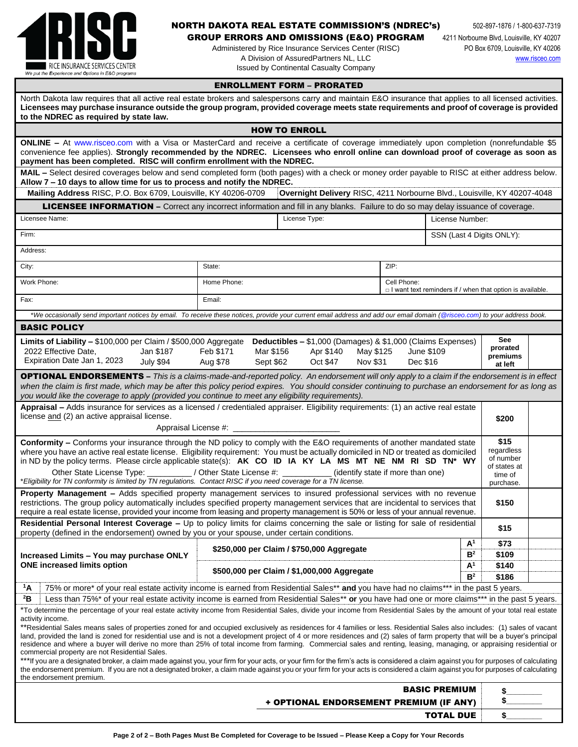RISC
RICE INSURANCE SERVICES CENTER
*We put the Experience and Options in E&O programs*

# NORTH DAKOTA REAL ESTATE COMMISSION'S (NDREC's) GROUP ERRORS AND OMISSIONS (E&O) PROGRAM

Administered by Rice Insurance Services Center (RISC)
A Division of AssuredPartners NL, LLC
Issued by Continental Casualty Company

502-897-1876 / 1-800-637-7319
4211 Norbourne Blvd, Louisville, KY 40207
PO Box 6709, Louisville, KY 40206
www.risceo.com

## ENROLLMENT FORM – PRORATED

North Dakota law requires that all active real estate brokers and salespersons carry and maintain E&O insurance that applies to all licensed activities. **Licensees may purchase insurance outside the group program, provided coverage meets state requirements and proof of coverage is provided to the NDREC as required by state law.**

## HOW TO ENROLL

**ONLINE –** At www.risceo.com with a Visa or MasterCard and receive a certificate of coverage immediately upon completion (nonrefundable $5 convenience fee applies). **Strongly recommended by the NDREC. Licensees who enroll online can download proof of coverage as soon as payment has been completed. RISC will confirm enrollment with the NDREC.**

**MAIL –** Select desired coverages below and send completed form (both pages) with a check or money order payable to RISC at either address below. **Allow 7 – 10 days to allow time for us to process and notify the NDREC.**

**Mailing Address** RISC, P.O. Box 6709, Louisville, KY 40206-0709 | **Overnight Delivery** RISC, 4211 Norbourne Blvd., Louisville, KY 40207-4048

## LICENSEE INFORMATION – Correct any incorrect information and fill in any blanks. Failure to do so may delay issuance of coverage.

| | | |
|---|---|---|
| Licensee Name: | License Type: | License Number: |
| Firm: | | SSN (Last 4 Digits ONLY): |
| Address: | | |
| City: | State: | ZIP: |
| Work Phone: | Home Phone: | Cell Phone: □ I want text reminders if / when that option is available. |
| Fax: | Email: | |

*We occasionally send important notices by email. To receive these notices, provide your current email address and add our email domain (@risceo.com) to your address book.*

## BASIC POLICY

**Limits of Liability –** $100,000 per Claim / $500,000 Aggregate **Deductibles –** $1,000 (Damages) & $1,000 (Claims Expenses)

| 2022 Effective Date, Expiration Date Jan 1, 2023 | | | | | | |
|---|---|---|---|---|---|---|
| Jan $187 | Feb $171 | Mar $156 | Apr $140 | May $125 | June $109 | **See prorated premiums at left** |
| July $94 | Aug $78 | Sept $62 | Oct $47 | Nov $31 | Dec $16 | |

## OPTIONAL ENDORSEMENTS – *This is a claims-made-and-reported policy. An endorsement will only apply to a claim if the endorsement is in effect when the claim is first made, which may be after this policy period expires. You should consider continuing to purchase an endorsement for as long as you would like the coverage to apply (provided you continue to meet any eligibility requirements).*

| Endorsement | Premium | |
|---|---|---|
| **Appraisal –** Adds insurance for services as a licensed / credentialed appraiser. Eligibility requirements: (1) an active real estate license and (2) an active appraisal license. Appraisal License #: ______________________ | **$200** | |
| **Conformity –** Conforms your insurance through the ND policy to comply with the E&O requirements of another mandated state where you have an active real estate license. Eligibility requirement: You must be actually domiciled in ND or treated as domiciled in ND by the policy terms. Please circle applicable state(s): **AK CO ID IA KY LA MS MT NE NM RI SD TN\* WY** Other State License Type: _________ / Other State License #: __________ (identify state if more than one) *\*Eligibility for TN conformity is limited by TN regulations. Contact RISC if you need coverage for a TN license.* | **$15** regardless of number of states at time of purchase. | |
| **Property Management –** Adds specified property management services to insured professional services with no revenue restrictions. The group policy automatically includes specified property management services that are incidental to services that require a real estate license, provided your income from leasing and property management is 50% or less of your annual revenue. | **$150** | |
| **Residential Personal Interest Coverage –** Up to policy limits for claims concerning the sale or listing for sale of residential property (defined in the endorsement) owned by you or your spouse, under certain conditions. | **$15** | |

| | | | | |
|---|---|---|---|---|
| **Increased Limits – You may purchase ONLY ONE increased limits option** | **$250,000 per Claim / $750,000 Aggregate** | **A[1]** | **$73** | |
| | | **B[2]** | **$109** | |
| | **$500,000 per Claim / $1,000,000 Aggregate** | **A[1]** | **$140** | |
| | | **B[2]** | **$186** | |

**[1]A** 75% or more\* of your real estate activity income is earned from Residential Sales\*\* **and** you have had no claims\*\*\* in the past 5 years.

**[2]B** Less than 75%\* of your real estate activity income is earned from Residential Sales\*\* **or** you have had one or more claims\*\*\* in the past 5 years.

\*To determine the percentage of your real estate activity income from Residential Sales, divide your income from Residential Sales by the amount of your total real estate activity income.

\*\*Residential Sales means sales of properties zoned for and occupied exclusively as residences for 4 families or less. Residential Sales also includes: (1) sales of vacant land, provided the land is zoned for residential use and is not a development project of 4 or more residences and (2) sales of farm property that will be a buyer's principal residence and where a buyer will derive no more than 25% of total income from farming. Commercial sales and renting, leasing, managing, or appraising residential or commercial property are not Residential Sales.

\*\*\*If you are a designated broker, a claim made against you, your firm for your acts, or your firm for the firm's acts is considered a claim against you for purposes of calculating the endorsement premium. If you are not a designated broker, a claim made against you or your firm for your acts is considered a claim against you for purposes of calculating the endorsement premium.

| | |
|---|---|
| **BASIC PREMIUM** | $________ |
| **+ OPTIONAL ENDORSEMENT PREMIUM (IF ANY)** | $________ |
| **TOTAL DUE** | $________ |

**Page 2 of 2 – Both Pages Must Be Completed for Coverage to be Issued – Please Keep a Copy for Your Records**